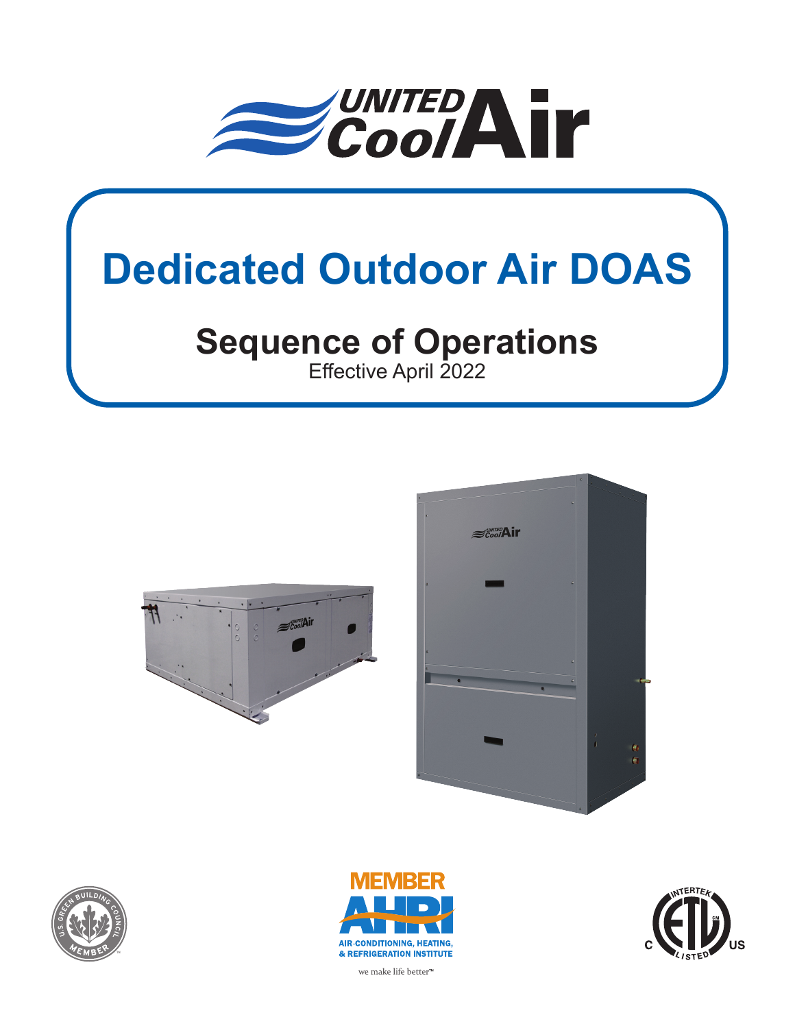# Dedicated Outdoor Air DOAS

## Sequence of Operations

Effective April 2022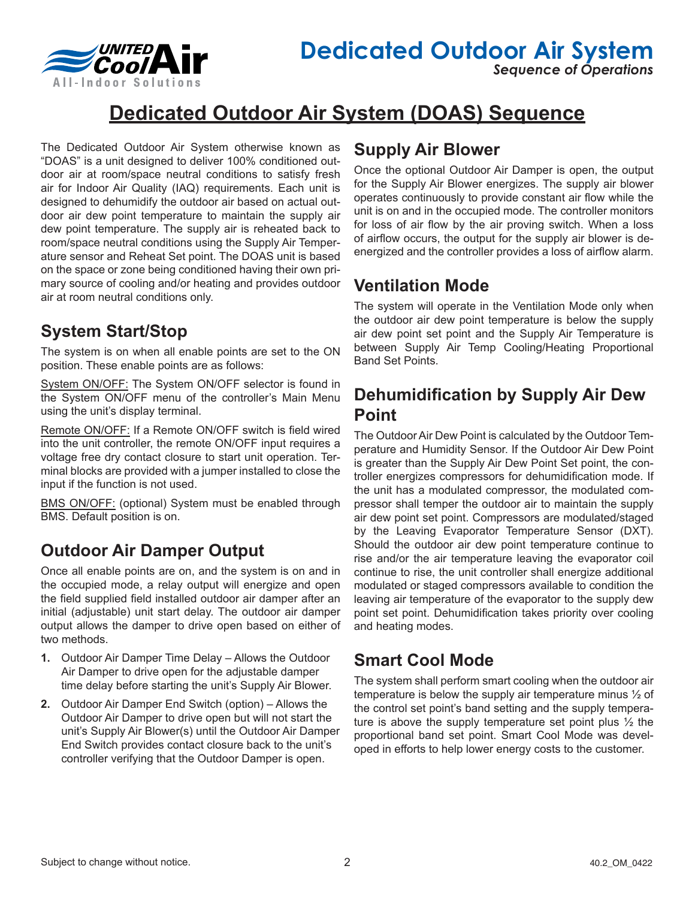# Dedicated Outdoor Air System (DOAS) Sequence

The Dedicated Outdoor Air System otherwise known as "DOAS" is a unit designed to deliver 100% conditioned outdoor air at room/space neutral conditions to satisfy fresh air for Indoor Air Quality (IAQ) requirements. Each unit is designed to dehumidify the outdoor air based on actual outdoor air dew point temperature to maintain the supply air dew point temperature. The supply air is reheated back to room/space neutral conditions using the Supply Air Temperature sensor and Reheat Set point. The DOAS unit is based on the space or zone being conditioned having their own primary source of cooling and/or heating and provides outdoor air at room neutral conditions only.

## System Start/Stop

The system is on when all enable points are set to the ON position. These enable points are as follows:

System ON/OFF: The System ON/OFF selector is found in the System ON/OFF menu of the controller's Main Menu using the unit's display terminal.

Remote ON/OFF: If a Remote ON/OFF switch is field wired into the unit controller, the remote ON/OFF input requires a voltage free dry contact closure to start unit operation. Terminal blocks are provided with a jumper installed to close the input if the function is not used.

BMS ON/OFF: (optional) System must be enabled through BMS. Default position is on.

## Outdoor Air Damper Output

Once all enable points are on, and the system is on and in the occupied mode, a relay output will energize and open the field supplied field installed outdoor air damper after an initial (adjustable) unit start delay. The outdoor air damper output allows the damper to drive open based on either of two methods.

1. Outdoor Air Damper Time Delay – Allows the Outdoor Air Damper to drive open for the adjustable damper time delay before starting the unit's Supply Air Blower.
2. Outdoor Air Damper End Switch (option) – Allows the Outdoor Air Damper to drive open but will not start the unit's Supply Air Blower(s) until the Outdoor Air Damper End Switch provides contact closure back to the unit's controller verifying that the Outdoor Damper is open.

## Supply Air Blower

Once the optional Outdoor Air Damper is open, the output for the Supply Air Blower energizes. The supply air blower operates continuously to provide constant air flow while the unit is on and in the occupied mode. The controller monitors for loss of air flow by the air proving switch. When a loss of airflow occurs, the output for the supply air blower is de-energized and the controller provides a loss of airflow alarm.

## Ventilation Mode

The system will operate in the Ventilation Mode only when the outdoor air dew point temperature is below the supply air dew point set point and the Supply Air Temperature is between Supply Air Temp Cooling/Heating Proportional Band Set Points.

## Dehumidification by Supply Air Dew Point

The Outdoor Air Dew Point is calculated by the Outdoor Temperature and Humidity Sensor. If the Outdoor Air Dew Point is greater than the Supply Air Dew Point Set point, the controller energizes compressors for dehumidification mode. If the unit has a modulated compressor, the modulated compressor shall temper the outdoor air to maintain the supply air dew point set point. Compressors are modulated/staged by the Leaving Evaporator Temperature Sensor (DXT). Should the outdoor air dew point temperature continue to rise and/or the air temperature leaving the evaporator coil continue to rise, the unit controller shall energize additional modulated or staged compressors available to condition the leaving air temperature of the evaporator to the supply dew point set point. Dehumidification takes priority over cooling and heating modes.

## Smart Cool Mode

The system shall perform smart cooling when the outdoor air temperature is below the supply air temperature minus ½ of the control set point's band setting and the supply temperature is above the supply temperature set point plus ½ the proportional band set point. Smart Cool Mode was developed in efforts to help lower energy costs to the customer.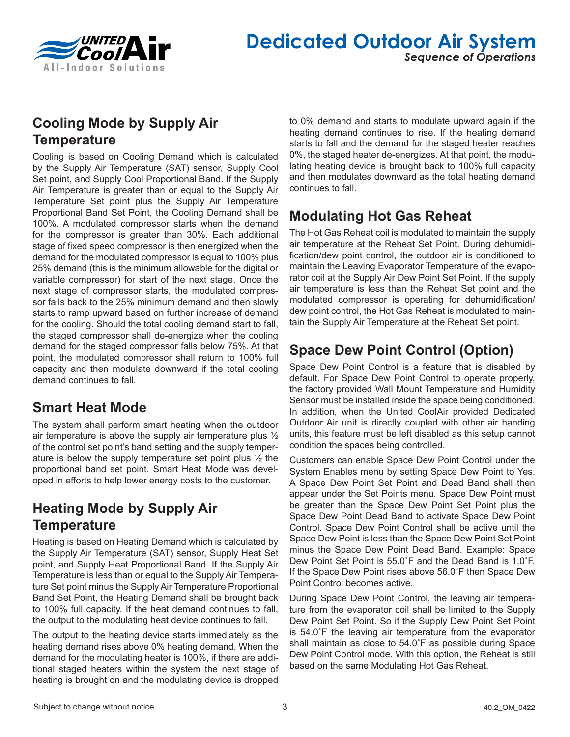## Cooling Mode by Supply Air Temperature

Cooling is based on Cooling Demand which is calculated by the Supply Air Temperature (SAT) sensor, Supply Cool Set point, and Supply Cool Proportional Band. If the Supply Air Temperature is greater than or equal to the Supply Air Temperature Set point plus the Supply Air Temperature Proportional Band Set Point, the Cooling Demand shall be 100%. A modulated compressor starts when the demand for the compressor is greater than 30%. Each additional stage of fixed speed compressor is then energized when the demand for the modulated compressor is equal to 100% plus 25% demand (this is the minimum allowable for the digital or variable compressor) for start of the next stage. Once the next stage of compressor starts, the modulated compressor falls back to the 25% minimum demand and then slowly starts to ramp upward based on further increase of demand for the cooling. Should the total cooling demand start to fall, the staged compressor shall de-energize when the cooling demand for the staged compressor falls below 75%. At that point, the modulated compressor shall return to 100% full capacity and then modulate downward if the total cooling demand continues to fall.

## Smart Heat Mode

The system shall perform smart heating when the outdoor air temperature is above the supply air temperature plus ½ of the control set point's band setting and the supply temperature is below the supply temperature set point plus ½ the proportional band set point. Smart Heat Mode was developed in efforts to help lower energy costs to the customer.

## Heating Mode by Supply Air Temperature

Heating is based on Heating Demand which is calculated by the Supply Air Temperature (SAT) sensor, Supply Heat Set point, and Supply Heat Proportional Band. If the Supply Air Temperature is less than or equal to the Supply Air Temperature Set point minus the Supply Air Temperature Proportional Band Set Point, the Heating Demand shall be brought back to 100% full capacity. If the heat demand continues to fall, the output to the modulating heat device continues to fall.

The output to the heating device starts immediately as the heating demand rises above 0% heating demand. When the demand for the modulating heater is 100%, if there are additional staged heaters within the system the next stage of heating is brought on and the modulating device is dropped to 0% demand and starts to modulate upward again if the heating demand continues to rise. If the heating demand starts to fall and the demand for the staged heater reaches 0%, the staged heater de-energizes. At that point, the modulating heating device is brought back to 100% full capacity and then modulates downward as the total heating demand continues to fall.

## Modulating Hot Gas Reheat

The Hot Gas Reheat coil is modulated to maintain the supply air temperature at the Reheat Set Point. During dehumidification/dew point control, the outdoor air is conditioned to maintain the Leaving Evaporator Temperature of the evaporator coil at the Supply Air Dew Point Set Point. If the supply air temperature is less than the Reheat Set point and the modulated compressor is operating for dehumidification/dew point control, the Hot Gas Reheat is modulated to maintain the Supply Air Temperature at the Reheat Set point.

## Space Dew Point Control (Option)

Space Dew Point Control is a feature that is disabled by default. For Space Dew Point Control to operate properly, the factory provided Wall Mount Temperature and Humidity Sensor must be installed inside the space being conditioned. In addition, when the United CoolAir provided Dedicated Outdoor Air unit is directly coupled with other air handing units, this feature must be left disabled as this setup cannot condition the spaces being controlled.

Customers can enable Space Dew Point Control under the System Enables menu by setting Space Dew Point to Yes. A Space Dew Point Set Point and Dead Band shall then appear under the Set Points menu. Space Dew Point must be greater than the Space Dew Point Set Point plus the Space Dew Point Dead Band to activate Space Dew Point Control. Space Dew Point Control shall be active until the Space Dew Point is less than the Space Dew Point Set Point minus the Space Dew Point Dead Band. Example: Space Dew Point Set Point is 55.0˚F and the Dead Band is 1.0˚F. If the Space Dew Point rises above 56.0˚F then Space Dew Point Control becomes active.

During Space Dew Point Control, the leaving air temperature from the evaporator coil shall be limited to the Supply Dew Point Set Point. So if the Supply Dew Point Set Point is 54.0˚F the leaving air temperature from the evaporator shall maintain as close to 54.0˚F as possible during Space Dew Point Control mode. With this option, the Reheat is still based on the same Modulating Hot Gas Reheat.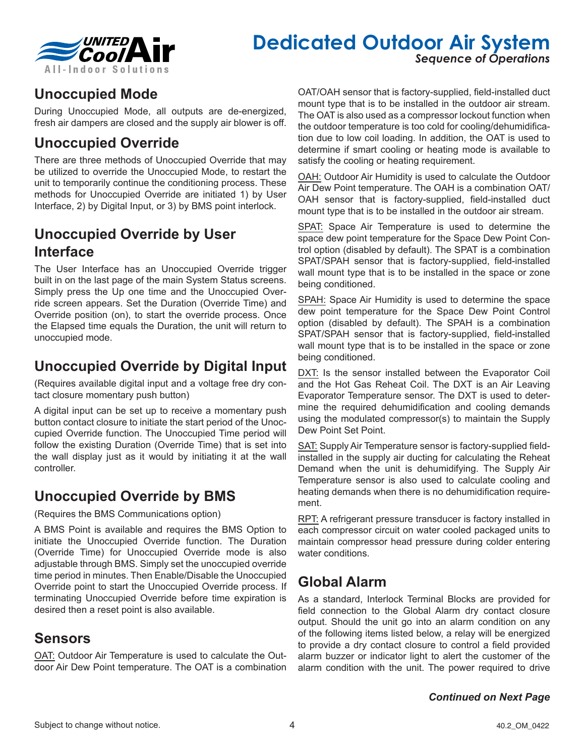## Unoccupied Mode

During Unoccupied Mode, all outputs are de-energized, fresh air dampers are closed and the supply air blower is off.

## Unoccupied Override

There are three methods of Unoccupied Override that may be utilized to override the Unoccupied Mode, to restart the unit to temporarily continue the conditioning process. These methods for Unoccupied Override are initiated 1) by User Interface, 2) by Digital Input, or 3) by BMS point interlock.

## Unoccupied Override by User Interface

The User Interface has an Unoccupied Override trigger built in on the last page of the main System Status screens. Simply press the Up one time and the Unoccupied Override screen appears. Set the Duration (Override Time) and Override position (on), to start the override process. Once the Elapsed time equals the Duration, the unit will return to unoccupied mode.

## Unoccupied Override by Digital Input

(Requires available digital input and a voltage free dry contact closure momentary push button)

A digital input can be set up to receive a momentary push button contact closure to initiate the start period of the Unoccupied Override function. The Unoccupied Time period will follow the existing Duration (Override Time) that is set into the wall display just as it would by initiating it at the wall controller.

## Unoccupied Override by BMS

(Requires the BMS Communications option)

A BMS Point is available and requires the BMS Option to initiate the Unoccupied Override function. The Duration (Override Time) for Unoccupied Override mode is also adjustable through BMS. Simply set the unoccupied override time period in minutes. Then Enable/Disable the Unoccupied Override point to start the Unoccupied Override process. If terminating Unoccupied Override before time expiration is desired then a reset point is also available.

## Sensors

OAT: Outdoor Air Temperature is used to calculate the Outdoor Air Dew Point temperature. The OAT is a combination OAT/OAH sensor that is factory-supplied, field-installed duct mount type that is to be installed in the outdoor air stream. The OAT is also used as a compressor lockout function when the outdoor temperature is too cold for cooling/dehumidification due to low coil loading. In addition, the OAT is used to determine if smart cooling or heating mode is available to satisfy the cooling or heating requirement.

OAH: Outdoor Air Humidity is used to calculate the Outdoor Air Dew Point temperature. The OAH is a combination OAT/OAH sensor that is factory-supplied, field-installed duct mount type that is to be installed in the outdoor air stream.

SPAT: Space Air Temperature is used to determine the space dew point temperature for the Space Dew Point Control option (disabled by default). The SPAT is a combination SPAT/SPAH sensor that is factory-supplied, field-installed wall mount type that is to be installed in the space or zone being conditioned.

SPAH: Space Air Humidity is used to determine the space dew point temperature for the Space Dew Point Control option (disabled by default). The SPAH is a combination SPAT/SPAH sensor that is factory-supplied, field-installed wall mount type that is to be installed in the space or zone being conditioned.

DXT: Is the sensor installed between the Evaporator Coil and the Hot Gas Reheat Coil. The DXT is an Air Leaving Evaporator Temperature sensor. The DXT is used to determine the required dehumidification and cooling demands using the modulated compressor(s) to maintain the Supply Dew Point Set Point.

SAT: Supply Air Temperature sensor is factory-supplied field-installed in the supply air ducting for calculating the Reheat Demand when the unit is dehumidifying. The Supply Air Temperature sensor is also used to calculate cooling and heating demands when there is no dehumidification requirement.

RPT: A refrigerant pressure transducer is factory installed in each compressor circuit on water cooled packaged units to maintain compressor head pressure during colder entering water conditions.

## Global Alarm

As a standard, Interlock Terminal Blocks are provided for field connection to the Global Alarm dry contact closure output. Should the unit go into an alarm condition on any of the following items listed below, a relay will be energized to provide a dry contact closure to control a field provided alarm buzzer or indicator light to alert the customer of the alarm condition with the unit. The power required to drive

***Continued on Next Page***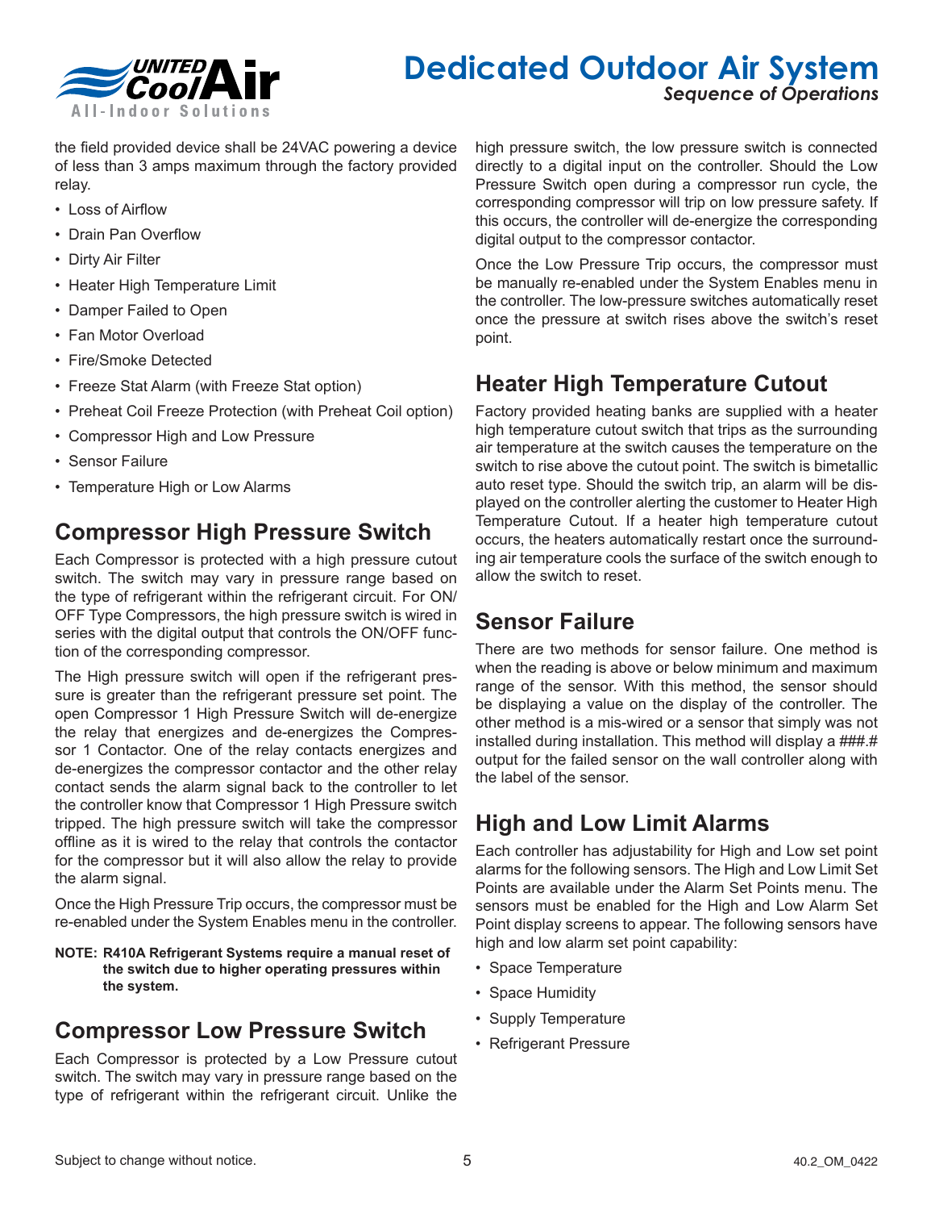the field provided device shall be 24VAC powering a device of less than 3 amps maximum through the factory provided relay.

- Loss of Airflow
- Drain Pan Overflow
- Dirty Air Filter
- Heater High Temperature Limit
- Damper Failed to Open
- Fan Motor Overload
- Fire/Smoke Detected
- Freeze Stat Alarm (with Freeze Stat option)
- Preheat Coil Freeze Protection (with Preheat Coil option)
- Compressor High and Low Pressure
- Sensor Failure
- Temperature High or Low Alarms

## Compressor High Pressure Switch

Each Compressor is protected with a high pressure cutout switch. The switch may vary in pressure range based on the type of refrigerant within the refrigerant circuit. For ON/OFF Type Compressors, the high pressure switch is wired in series with the digital output that controls the ON/OFF function of the corresponding compressor.

The High pressure switch will open if the refrigerant pressure is greater than the refrigerant pressure set point. The open Compressor 1 High Pressure Switch will de-energize the relay that energizes and de-energizes the Compressor 1 Contactor. One of the relay contacts energizes and de-energizes the compressor contactor and the other relay contact sends the alarm signal back to the controller to let the controller know that Compressor 1 High Pressure switch tripped. The high pressure switch will take the compressor offline as it is wired to the relay that controls the contactor for the compressor but it will also allow the relay to provide the alarm signal.

Once the High Pressure Trip occurs, the compressor must be re-enabled under the System Enables menu in the controller.

**NOTE: R410A Refrigerant Systems require a manual reset of the switch due to higher operating pressures within the system.**

## Compressor Low Pressure Switch

Each Compressor is protected by a Low Pressure cutout switch. The switch may vary in pressure range based on the type of refrigerant within the refrigerant circuit. Unlike the high pressure switch, the low pressure switch is connected directly to a digital input on the controller. Should the Low Pressure Switch open during a compressor run cycle, the corresponding compressor will trip on low pressure safety. If this occurs, the controller will de-energize the corresponding digital output to the compressor contactor.

Once the Low Pressure Trip occurs, the compressor must be manually re-enabled under the System Enables menu in the controller. The low-pressure switches automatically reset once the pressure at switch rises above the switch's reset point.

## Heater High Temperature Cutout

Factory provided heating banks are supplied with a heater high temperature cutout switch that trips as the surrounding air temperature at the switch causes the temperature on the switch to rise above the cutout point. The switch is bimetallic auto reset type. Should the switch trip, an alarm will be displayed on the controller alerting the customer to Heater High Temperature Cutout. If a heater high temperature cutout occurs, the heaters automatically restart once the surrounding air temperature cools the surface of the switch enough to allow the switch to reset.

## Sensor Failure

There are two methods for sensor failure. One method is when the reading is above or below minimum and maximum range of the sensor. With this method, the sensor should be displaying a value on the display of the controller. The other method is a mis-wired or a sensor that simply was not installed during installation. This method will display a ###.# output for the failed sensor on the wall controller along with the label of the sensor.

## High and Low Limit Alarms

Each controller has adjustability for High and Low set point alarms for the following sensors. The High and Low Limit Set Points are available under the Alarm Set Points menu. The sensors must be enabled for the High and Low Alarm Set Point display screens to appear. The following sensors have high and low alarm set point capability:

- Space Temperature
- Space Humidity
- Supply Temperature
- Refrigerant Pressure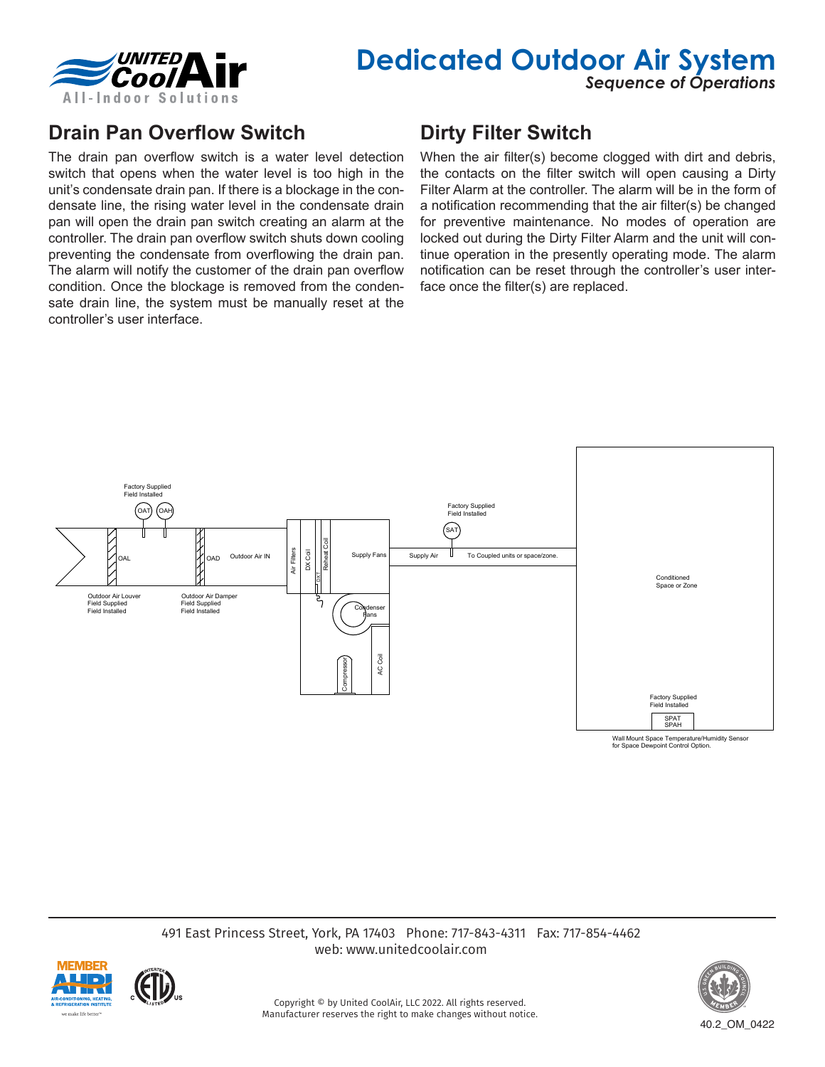# Dedicated Outdoor Air System

*Sequence of Operations*

## Drain Pan Overflow Switch

The drain pan overflow switch is a water level detection switch that opens when the water level is too high in the unit's condensate drain pan. If there is a blockage in the condensate line, the rising water level in the condensate drain pan will open the drain pan switch creating an alarm at the controller. The drain pan overflow switch shuts down cooling preventing the condensate from overflowing the drain pan. The alarm will notify the customer of the drain pan overflow condition. Once the blockage is removed from the condensate drain line, the system must be manually reset at the controller's user interface.

## Dirty Filter Switch

When the air filter(s) become clogged with dirt and debris, the contacts on the filter switch will open causing a Dirty Filter Alarm at the controller. The alarm will be in the form of a notification recommending that the air filter(s) be changed for preventive maintenance. No modes of operation are locked out during the Dirty Filter Alarm and the unit will continue operation in the presently operating mode. The alarm notification can be reset through the controller's user interface once the filter(s) are replaced.

Factory Supplied
Field Installed
OAT
OAH
OAL
OAD
Outdoor Air IN
Outdoor Air Louver
Field Supplied
Field Installed
Outdoor Air Damper
Field Supplied
Field Installed
Air Filters
DX Coil
DXAT
Reheat Coil
Supply Fans
Condenser Fans
Compressor
AC Coil
Factory Supplied
Field Installed
SAT
Supply Air
To Coupled units or space/zone.
Conditioned
Space or Zone
Factory Supplied
Field Installed
SPAT
SPAH
Wall Mount Space Temperature/Humidity Sensor
for Space Dewpoint Control Option.

491 East Princess Street, York, PA 17403 Phone: 717-843-4311 Fax: 717-854-4462
web: www.unitedcoolair.com

Copyright © by United CoolAir, LLC 2022. All rights reserved.
Manufacturer reserves the right to make changes without notice.

40.2_OM_0422